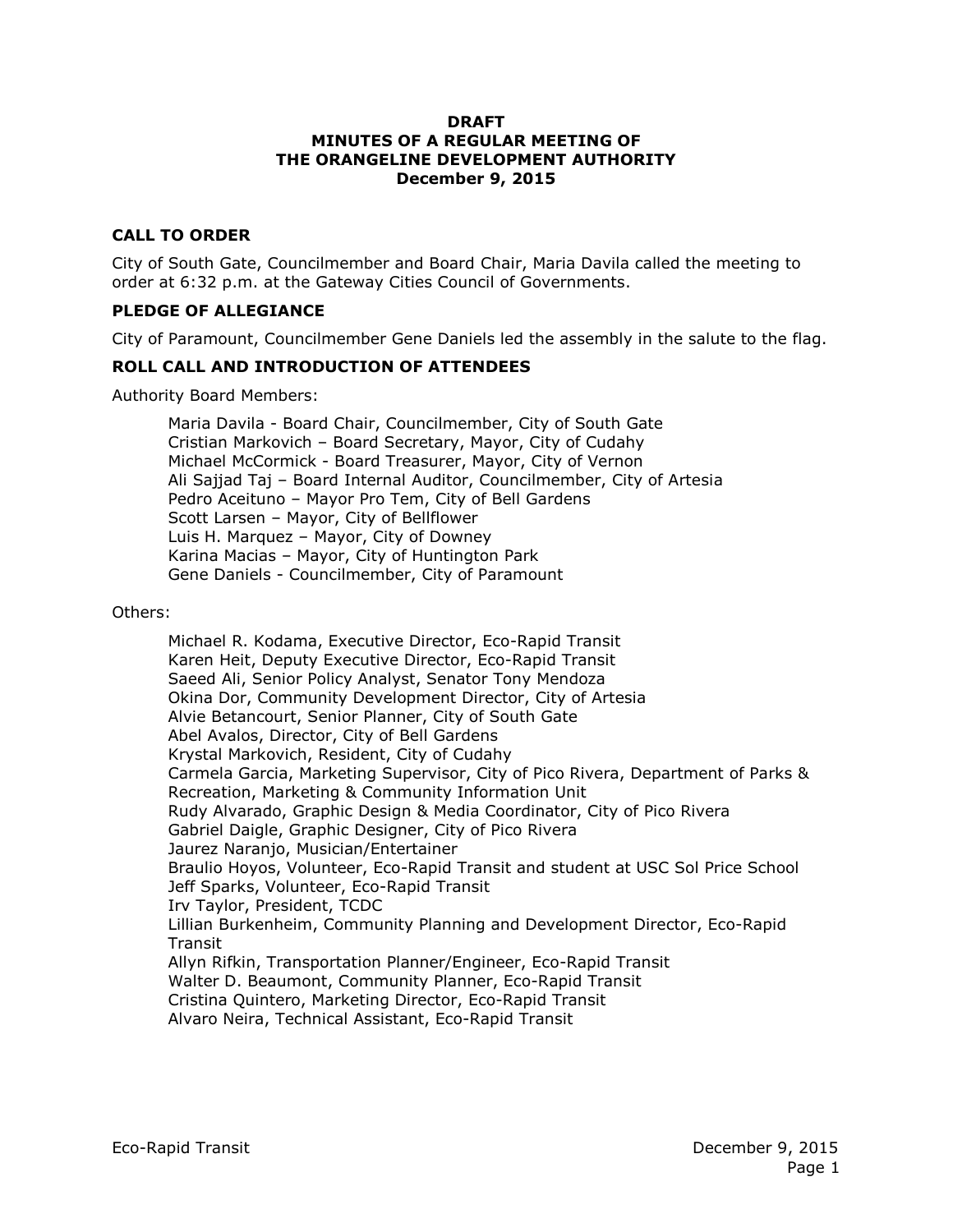**DRAFT**
**MINUTES OF A REGULAR MEETING OF**
**THE ORANGELINE DEVELOPMENT AUTHORITY**
**December 9, 2015**

## CALL TO ORDER

City of South Gate, Councilmember and Board Chair, Maria Davila called the meeting to order at 6:32 p.m. at the Gateway Cities Council of Governments.

## PLEDGE OF ALLEGIANCE

City of Paramount, Councilmember Gene Daniels led the assembly in the salute to the flag.

## ROLL CALL AND INTRODUCTION OF ATTENDEES

Authority Board Members:

Maria Davila - Board Chair, Councilmember, City of South Gate
Cristian Markovich – Board Secretary, Mayor, City of Cudahy
Michael McCormick - Board Treasurer, Mayor, City of Vernon
Ali Sajjad Taj – Board Internal Auditor, Councilmember, City of Artesia
Pedro Aceituno – Mayor Pro Tem, City of Bell Gardens
Scott Larsen – Mayor, City of Bellflower
Luis H. Marquez – Mayor, City of Downey
Karina Macias – Mayor, City of Huntington Park
Gene Daniels - Councilmember, City of Paramount

Others:

Michael R. Kodama, Executive Director, Eco-Rapid Transit
Karen Heit, Deputy Executive Director, Eco-Rapid Transit
Saeed Ali, Senior Policy Analyst, Senator Tony Mendoza
Okina Dor, Community Development Director, City of Artesia
Alvie Betancourt, Senior Planner, City of South Gate
Abel Avalos, Director, City of Bell Gardens
Krystal Markovich, Resident, City of Cudahy
Carmela Garcia, Marketing Supervisor, City of Pico Rivera, Department of Parks & Recreation, Marketing & Community Information Unit
Rudy Alvarado, Graphic Design & Media Coordinator, City of Pico Rivera
Gabriel Daigle, Graphic Designer, City of Pico Rivera
Jaurez Naranjo, Musician/Entertainer
Braulio Hoyos, Volunteer, Eco-Rapid Transit and student at USC Sol Price School
Jeff Sparks, Volunteer, Eco-Rapid Transit
Irv Taylor, President, TCDC
Lillian Burkenheim, Community Planning and Development Director, Eco-Rapid Transit
Allyn Rifkin, Transportation Planner/Engineer, Eco-Rapid Transit
Walter D. Beaumont, Community Planner, Eco-Rapid Transit
Cristina Quintero, Marketing Director, Eco-Rapid Transit
Alvaro Neira, Technical Assistant, Eco-Rapid Transit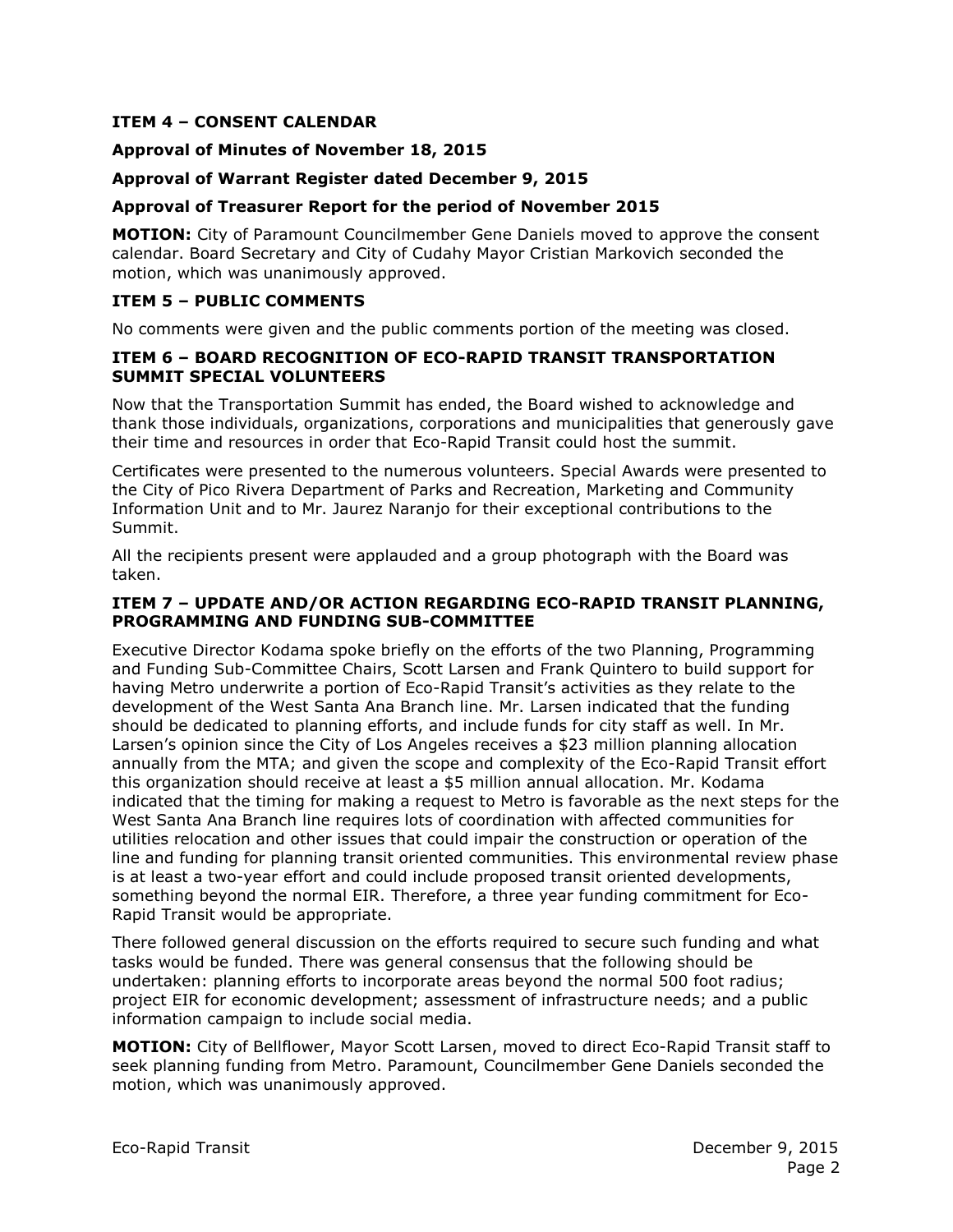**ITEM 4 – CONSENT CALENDAR**

**Approval of Minutes of November 18, 2015**

**Approval of Warrant Register dated December 9, 2015**

**Approval of Treasurer Report for the period of November 2015**

**MOTION:** City of Paramount Councilmember Gene Daniels moved to approve the consent calendar. Board Secretary and City of Cudahy Mayor Cristian Markovich seconded the motion, which was unanimously approved.

**ITEM 5 – PUBLIC COMMENTS**

No comments were given and the public comments portion of the meeting was closed.

**ITEM 6 – BOARD RECOGNITION OF ECO-RAPID TRANSIT TRANSPORTATION SUMMIT SPECIAL VOLUNTEERS**

Now that the Transportation Summit has ended, the Board wished to acknowledge and thank those individuals, organizations, corporations and municipalities that generously gave their time and resources in order that Eco-Rapid Transit could host the summit.

Certificates were presented to the numerous volunteers. Special Awards were presented to the City of Pico Rivera Department of Parks and Recreation, Marketing and Community Information Unit and to Mr. Jaurez Naranjo for their exceptional contributions to the Summit.

All the recipients present were applauded and a group photograph with the Board was taken.

**ITEM 7 – UPDATE AND/OR ACTION REGARDING ECO-RAPID TRANSIT PLANNING, PROGRAMMING AND FUNDING SUB-COMMITTEE**

Executive Director Kodama spoke briefly on the efforts of the two Planning, Programming and Funding Sub-Committee Chairs, Scott Larsen and Frank Quintero to build support for having Metro underwrite a portion of Eco-Rapid Transit's activities as they relate to the development of the West Santa Ana Branch line. Mr. Larsen indicated that the funding should be dedicated to planning efforts, and include funds for city staff as well. In Mr. Larsen's opinion since the City of Los Angeles receives a $23 million planning allocation annually from the MTA; and given the scope and complexity of the Eco-Rapid Transit effort this organization should receive at least a $5 million annual allocation. Mr. Kodama indicated that the timing for making a request to Metro is favorable as the next steps for the West Santa Ana Branch line requires lots of coordination with affected communities for utilities relocation and other issues that could impair the construction or operation of the line and funding for planning transit oriented communities. This environmental review phase is at least a two-year effort and could include proposed transit oriented developments, something beyond the normal EIR. Therefore, a three year funding commitment for Eco-Rapid Transit would be appropriate.

There followed general discussion on the efforts required to secure such funding and what tasks would be funded. There was general consensus that the following should be undertaken: planning efforts to incorporate areas beyond the normal 500 foot radius; project EIR for economic development; assessment of infrastructure needs; and a public information campaign to include social media.

**MOTION:** City of Bellflower, Mayor Scott Larsen, moved to direct Eco-Rapid Transit staff to seek planning funding from Metro. Paramount, Councilmember Gene Daniels seconded the motion, which was unanimously approved.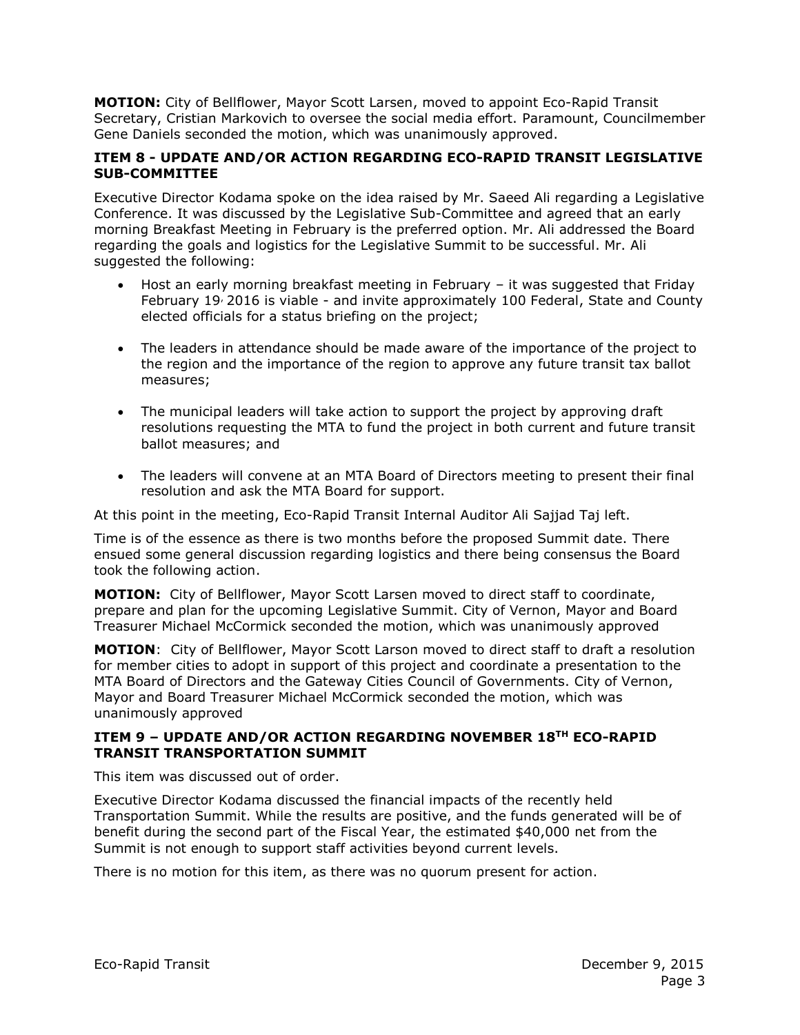**MOTION:** City of Bellflower, Mayor Scott Larsen, moved to appoint Eco-Rapid Transit Secretary, Cristian Markovich to oversee the social media effort. Paramount, Councilmember Gene Daniels seconded the motion, which was unanimously approved.

### ITEM 8 - UPDATE AND/OR ACTION REGARDING ECO-RAPID TRANSIT LEGISLATIVE SUB-COMMITTEE

Executive Director Kodama spoke on the idea raised by Mr. Saeed Ali regarding a Legislative Conference. It was discussed by the Legislative Sub-Committee and agreed that an early morning Breakfast Meeting in February is the preferred option. Mr. Ali addressed the Board regarding the goals and logistics for the Legislative Summit to be successful. Mr. Ali suggested the following:

- Host an early morning breakfast meeting in February – it was suggested that Friday February 19, 2016 is viable - and invite approximately 100 Federal, State and County elected officials for a status briefing on the project;
- The leaders in attendance should be made aware of the importance of the project to the region and the importance of the region to approve any future transit tax ballot measures;
- The municipal leaders will take action to support the project by approving draft resolutions requesting the MTA to fund the project in both current and future transit ballot measures; and
- The leaders will convene at an MTA Board of Directors meeting to present their final resolution and ask the MTA Board for support.

At this point in the meeting, Eco-Rapid Transit Internal Auditor Ali Sajjad Taj left.

Time is of the essence as there is two months before the proposed Summit date. There ensued some general discussion regarding logistics and there being consensus the Board took the following action.

**MOTION:** City of Bellflower, Mayor Scott Larsen moved to direct staff to coordinate, prepare and plan for the upcoming Legislative Summit. City of Vernon, Mayor and Board Treasurer Michael McCormick seconded the motion, which was unanimously approved

**MOTION**: City of Bellflower, Mayor Scott Larson moved to direct staff to draft a resolution for member cities to adopt in support of this project and coordinate a presentation to the MTA Board of Directors and the Gateway Cities Council of Governments. City of Vernon, Mayor and Board Treasurer Michael McCormick seconded the motion, which was unanimously approved

### ITEM 9 – UPDATE AND/OR ACTION REGARDING NOVEMBER 18TH ECO-RAPID TRANSIT TRANSPORTATION SUMMIT

This item was discussed out of order.

Executive Director Kodama discussed the financial impacts of the recently held Transportation Summit. While the results are positive, and the funds generated will be of benefit during the second part of the Fiscal Year, the estimated $40,000 net from the Summit is not enough to support staff activities beyond current levels.

There is no motion for this item, as there was no quorum present for action.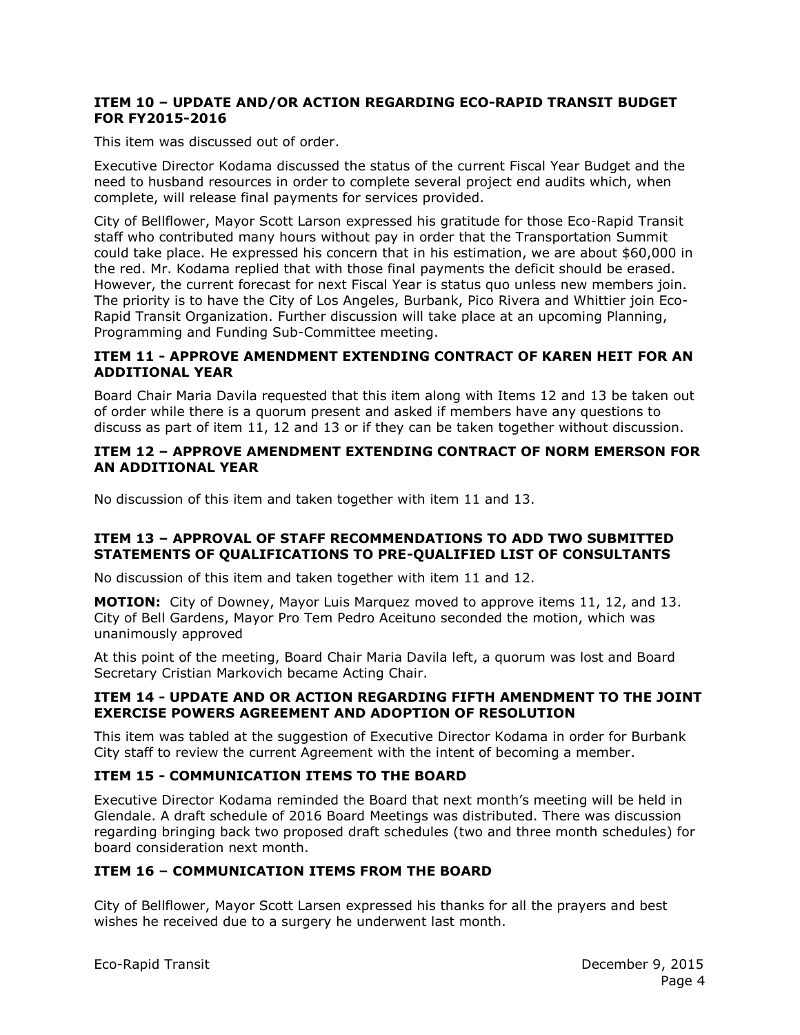**ITEM 10 – UPDATE AND/OR ACTION REGARDING ECO-RAPID TRANSIT BUDGET FOR FY2015-2016**

This item was discussed out of order.

Executive Director Kodama discussed the status of the current Fiscal Year Budget and the need to husband resources in order to complete several project end audits which, when complete, will release final payments for services provided.

City of Bellflower, Mayor Scott Larson expressed his gratitude for those Eco-Rapid Transit staff who contributed many hours without pay in order that the Transportation Summit could take place. He expressed his concern that in his estimation, we are about $60,000 in the red. Mr. Kodama replied that with those final payments the deficit should be erased. However, the current forecast for next Fiscal Year is status quo unless new members join. The priority is to have the City of Los Angeles, Burbank, Pico Rivera and Whittier join Eco-Rapid Transit Organization. Further discussion will take place at an upcoming Planning, Programming and Funding Sub-Committee meeting.

**ITEM 11 - APPROVE AMENDMENT EXTENDING CONTRACT OF KAREN HEIT FOR AN ADDITIONAL YEAR**

Board Chair Maria Davila requested that this item along with Items 12 and 13 be taken out of order while there is a quorum present and asked if members have any questions to discuss as part of item 11, 12 and 13 or if they can be taken together without discussion.

**ITEM 12 – APPROVE AMENDMENT EXTENDING CONTRACT OF NORM EMERSON FOR AN ADDITIONAL YEAR**

No discussion of this item and taken together with item 11 and 13.

**ITEM 13 – APPROVAL OF STAFF RECOMMENDATIONS TO ADD TWO SUBMITTED STATEMENTS OF QUALIFICATIONS TO PRE-QUALIFIED LIST OF CONSULTANTS**

No discussion of this item and taken together with item 11 and 12.

**MOTION:** City of Downey, Mayor Luis Marquez moved to approve items 11, 12, and 13. City of Bell Gardens, Mayor Pro Tem Pedro Aceituno seconded the motion, which was unanimously approved

At this point of the meeting, Board Chair Maria Davila left, a quorum was lost and Board Secretary Cristian Markovich became Acting Chair.

**ITEM 14 - UPDATE AND OR ACTION REGARDING FIFTH AMENDMENT TO THE JOINT EXERCISE POWERS AGREEMENT AND ADOPTION OF RESOLUTION**

This item was tabled at the suggestion of Executive Director Kodama in order for Burbank City staff to review the current Agreement with the intent of becoming a member.

**ITEM 15 - COMMUNICATION ITEMS TO THE BOARD**

Executive Director Kodama reminded the Board that next month's meeting will be held in Glendale. A draft schedule of 2016 Board Meetings was distributed. There was discussion regarding bringing back two proposed draft schedules (two and three month schedules) for board consideration next month.

**ITEM 16 – COMMUNICATION ITEMS FROM THE BOARD**

City of Bellflower, Mayor Scott Larsen expressed his thanks for all the prayers and best wishes he received due to a surgery he underwent last month.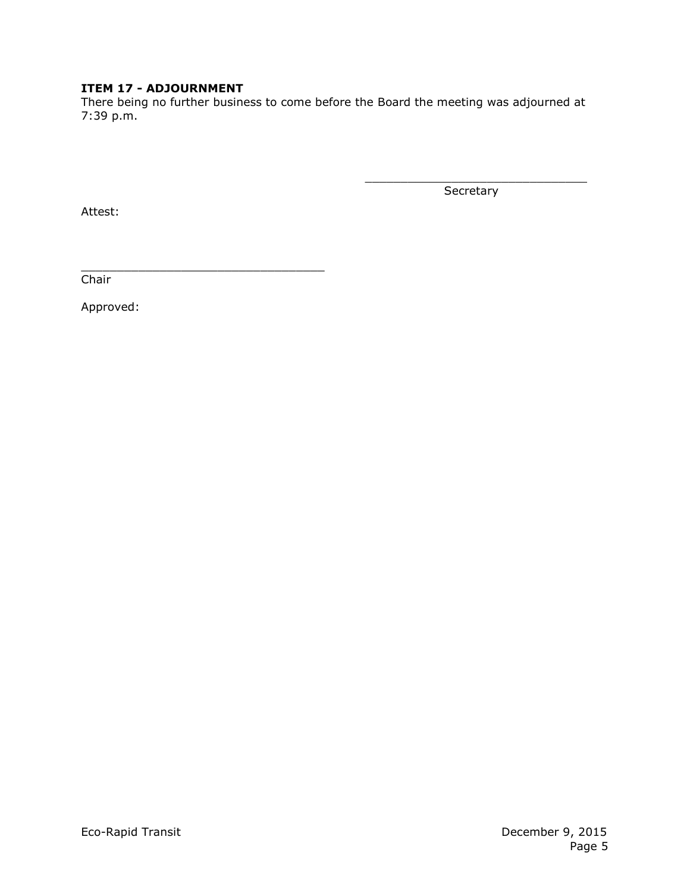**ITEM 17 - ADJOURNMENT**
There being no further business to come before the Board the meeting was adjourned at 7:39 p.m.

\_\_\_\_\_\_\_\_\_\_\_\_\_\_\_\_\_\_\_\_\_\_\_\_\_\_\_\_\_\_\_\_
Secretary

Attest:

\_\_\_\_\_\_\_\_\_\_\_\_\_\_\_\_\_\_\_\_\_\_\_\_\_\_\_\_\_\_\_\_\_\_\_
Chair

Approved: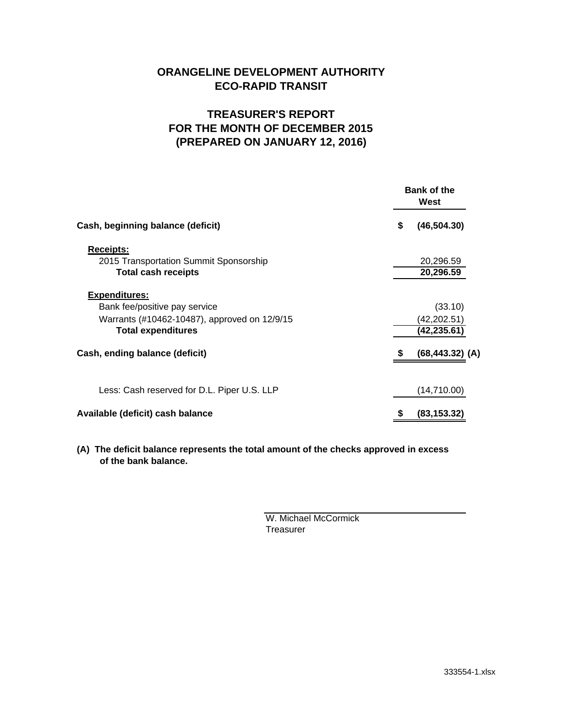# ORANGELINE DEVELOPMENT AUTHORITY
# ECO-RAPID TRANSIT

## TREASURER'S REPORT
## FOR THE MONTH OF DECEMBER 2015
## (PREPARED ON JANUARY 12, 2016)

| | Bank of the West |
|---|---|
| **Cash, beginning balance (deficit)** | **$ (46,504.30)** |
| **Receipts:** | |
| 2015 Transportation Summit Sponsorship | 20,296.59 |
| **Total cash receipts** | **20,296.59** |
| **Expenditures:** | |
| Bank fee/positive pay service | (33.10) |
| Warrants (#10462-10487), approved on 12/9/15 | (42,202.51) |
| **Total expenditures** | **(42,235.61)** |
| **Cash, ending balance (deficit)** | **$ (68,443.32) (A)** |
| Less: Cash reserved for D.L. Piper U.S. LLP | (14,710.00) |
| **Available (deficit) cash balance** | **$ (83,153.32)** |

**(A) The deficit balance represents the total amount of the checks approved in excess of the bank balance.**

W. Michael McCormick
Treasurer

333554-1.xlsx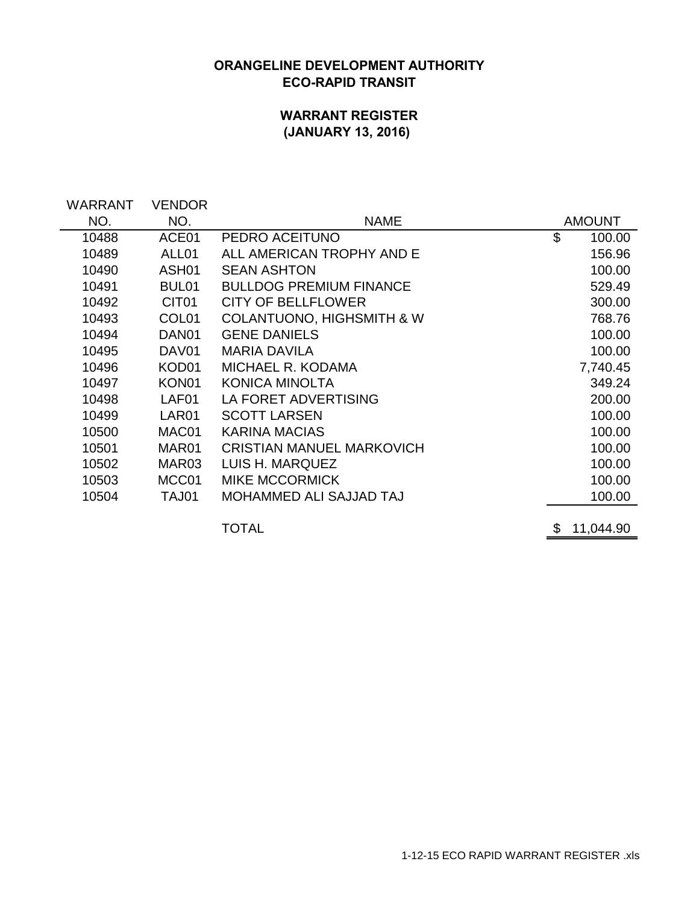# ORANGELINE DEVELOPMENT AUTHORITY
## ECO-RAPID TRANSIT

## WARRANT REGISTER
## (JANUARY 13, 2016)

| WARRANT NO. | VENDOR NO. | NAME | AMOUNT |
|---|---|---|---|
| 10488 | ACE01 | PEDRO ACEITUNO | $ 100.00 |
| 10489 | ALL01 | ALL AMERICAN TROPHY AND E | 156.96 |
| 10490 | ASH01 | SEAN ASHTON | 100.00 |
| 10491 | BUL01 | BULLDOG PREMIUM FINANCE | 529.49 |
| 10492 | CIT01 | CITY OF BELLFLOWER | 300.00 |
| 10493 | COL01 | COLANTUONO, HIGHSMITH & W | 768.76 |
| 10494 | DAN01 | GENE DANIELS | 100.00 |
| 10495 | DAV01 | MARIA DAVILA | 100.00 |
| 10496 | KOD01 | MICHAEL R. KODAMA | 7,740.45 |
| 10497 | KON01 | KONICA MINOLTA | 349.24 |
| 10498 | LAF01 | LA FORET ADVERTISING | 200.00 |
| 10499 | LAR01 | SCOTT LARSEN | 100.00 |
| 10500 | MAC01 | KARINA MACIAS | 100.00 |
| 10501 | MAR01 | CRISTIAN MANUEL MARKOVICH | 100.00 |
| 10502 | MAR03 | LUIS H. MARQUEZ | 100.00 |
| 10503 | MCC01 | MIKE MCCORMICK | 100.00 |
| 10504 | TAJ01 | MOHAMMED ALI SAJJAD TAJ | 100.00 |
| | | TOTAL | $ 11,044.90 |

1-12-15 ECO RAPID WARRANT REGISTER .xls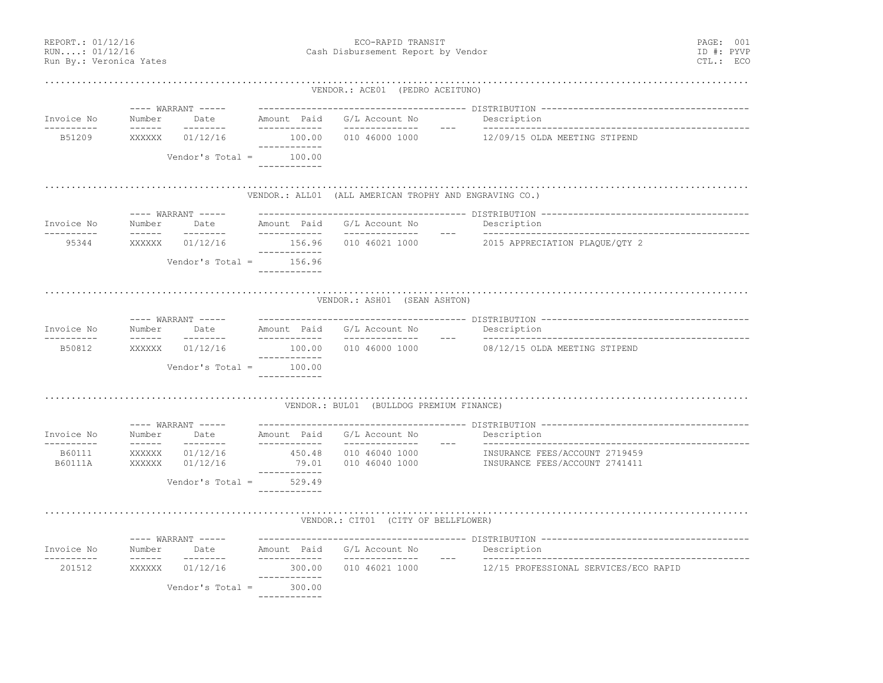REPORT.: 01/12/16 — ECO-RAPID TRANSIT — PAGE: 001
RUN....: 01/12/16 — Cash Disbursement Report by Vendor — ID #: PYVP
Run By.: Veronica Yates — CTL.: ECO

## VENDOR.: ACE01 (PEDRO ACEITUNO)

| Invoice No | Warrant Number | Warrant Date | Amount Paid | G/L Account No | --- | Description |
|---|---|---|---|---|---|---|
| B51209 | XXXXXX | 01/12/16 | 100.00 | 010 46000 1000 | | 12/09/15 OLDA MEETING STIPEND |
| | | Vendor's Total = | 100.00 | | | |

## VENDOR.: ALL01 (ALL AMERICAN TROPHY AND ENGRAVING CO.)

| Invoice No | Warrant Number | Warrant Date | Amount Paid | G/L Account No | --- | Description |
|---|---|---|---|---|---|---|
| 95344 | XXXXXX | 01/12/16 | 156.96 | 010 46021 1000 | | 2015 APPRECIATION PLAQUE/QTY 2 |
| | | Vendor's Total = | 156.96 | | | |

## VENDOR.: ASH01 (SEAN ASHTON)

| Invoice No | Warrant Number | Warrant Date | Amount Paid | G/L Account No | --- | Description |
|---|---|---|---|---|---|---|
| B50812 | XXXXXX | 01/12/16 | 100.00 | 010 46000 1000 | | 08/12/15 OLDA MEETING STIPEND |
| | | Vendor's Total = | 100.00 | | | |

## VENDOR.: BUL01 (BULLDOG PREMIUM FINANCE)

| Invoice No | Warrant Number | Warrant Date | Amount Paid | G/L Account No | --- | Description |
|---|---|---|---|---|---|---|
| B60111 | XXXXXX | 01/12/16 | 450.48 | 010 46040 1000 | | INSURANCE FEES/ACCOUNT 2719459 |
| B60111A | XXXXXX | 01/12/16 | 79.01 | 010 46040 1000 | | INSURANCE FEES/ACCOUNT 2741411 |
| | | Vendor's Total = | 529.49 | | | |

## VENDOR.: CIT01 (CITY OF BELLFLOWER)

| Invoice No | Warrant Number | Warrant Date | Amount Paid | G/L Account No | --- | Description |
|---|---|---|---|---|---|---|
| 201512 | XXXXXX | 01/12/16 | 300.00 | 010 46021 1000 | | 12/15 PROFESSIONAL SERVICES/ECO RAPID |
| | | Vendor's Total = | 300.00 | | | |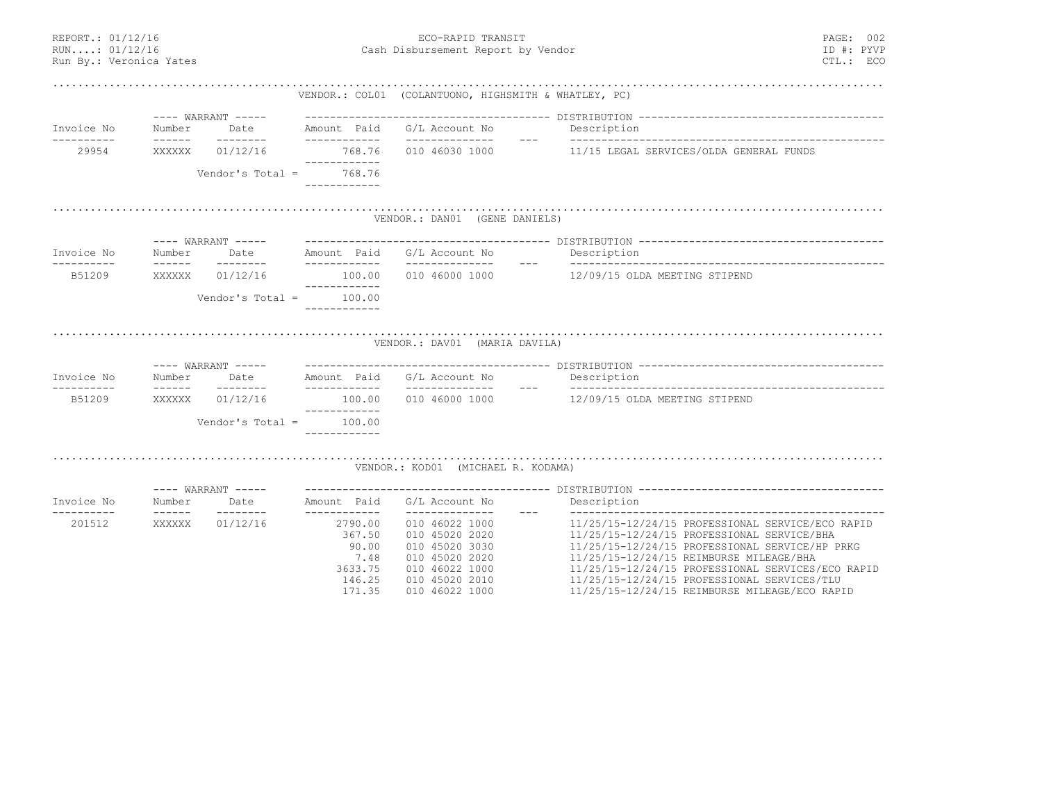**ECO-RAPID TRANSIT**
**Cash Disbursement Report by Vendor**

REPORT.: 01/12/16
RUN....: 01/12/16
Run By.: Veronica Yates

PAGE: 002
ID #: PYVP
CTL.: ECO

## VENDOR.: COL01 (COLANTUONO, HIGHSMITH & WHATLEY, PC)

| Invoice No | Warrant Number | Warrant Date | Amount Paid | G/L Account No | --- | Description |
|---|---|---|---|---|---|---|
| 29954 | XXXXXX | 01/12/16 | 768.76 | 010 46030 1000 | | 11/15 LEGAL SERVICES/OLDA GENERAL FUNDS |
| | | Vendor's Total = | 768.76 | | | |

## VENDOR.: DAN01 (GENE DANIELS)

| Invoice No | Warrant Number | Warrant Date | Amount Paid | G/L Account No | --- | Description |
|---|---|---|---|---|---|---|
| B51209 | XXXXXX | 01/12/16 | 100.00 | 010 46000 1000 | | 12/09/15 OLDA MEETING STIPEND |
| | | Vendor's Total = | 100.00 | | | |

## VENDOR.: DAV01 (MARIA DAVILA)

| Invoice No | Warrant Number | Warrant Date | Amount Paid | G/L Account No | --- | Description |
|---|---|---|---|---|---|---|
| B51209 | XXXXXX | 01/12/16 | 100.00 | 010 46000 1000 | | 12/09/15 OLDA MEETING STIPEND |
| | | Vendor's Total = | 100.00 | | | |

## VENDOR.: KOD01 (MICHAEL R. KODAMA)

| Invoice No | Warrant Number | Warrant Date | Amount Paid | G/L Account No | --- | Description |
|---|---|---|---|---|---|---|
| 201512 | XXXXXX | 01/12/16 | 2790.00 | 010 46022 1000 | | 11/25/15-12/24/15 PROFESSIONAL SERVICE/ECO RAPID |
| | | | 367.50 | 010 45020 2020 | | 11/25/15-12/24/15 PROFESSIONAL SERVICE/BHA |
| | | | 90.00 | 010 45020 3030 | | 11/25/15-12/24/15 PROFESSIONAL SERVICE/HP PRKG |
| | | | 7.48 | 010 45020 2020 | | 11/25/15-12/24/15 REIMBURSE MILEAGE/BHA |
| | | | 3633.75 | 010 46022 1000 | | 11/25/15-12/24/15 PROFESSIONAL SERVICES/ECO RAPID |
| | | | 146.25 | 010 45020 2010 | | 11/25/15-12/24/15 PROFESSIONAL SERVICES/TLU |
| | | | 171.35 | 010 46022 1000 | | 11/25/15-12/24/15 REIMBURSE MILEAGE/ECO RAPID |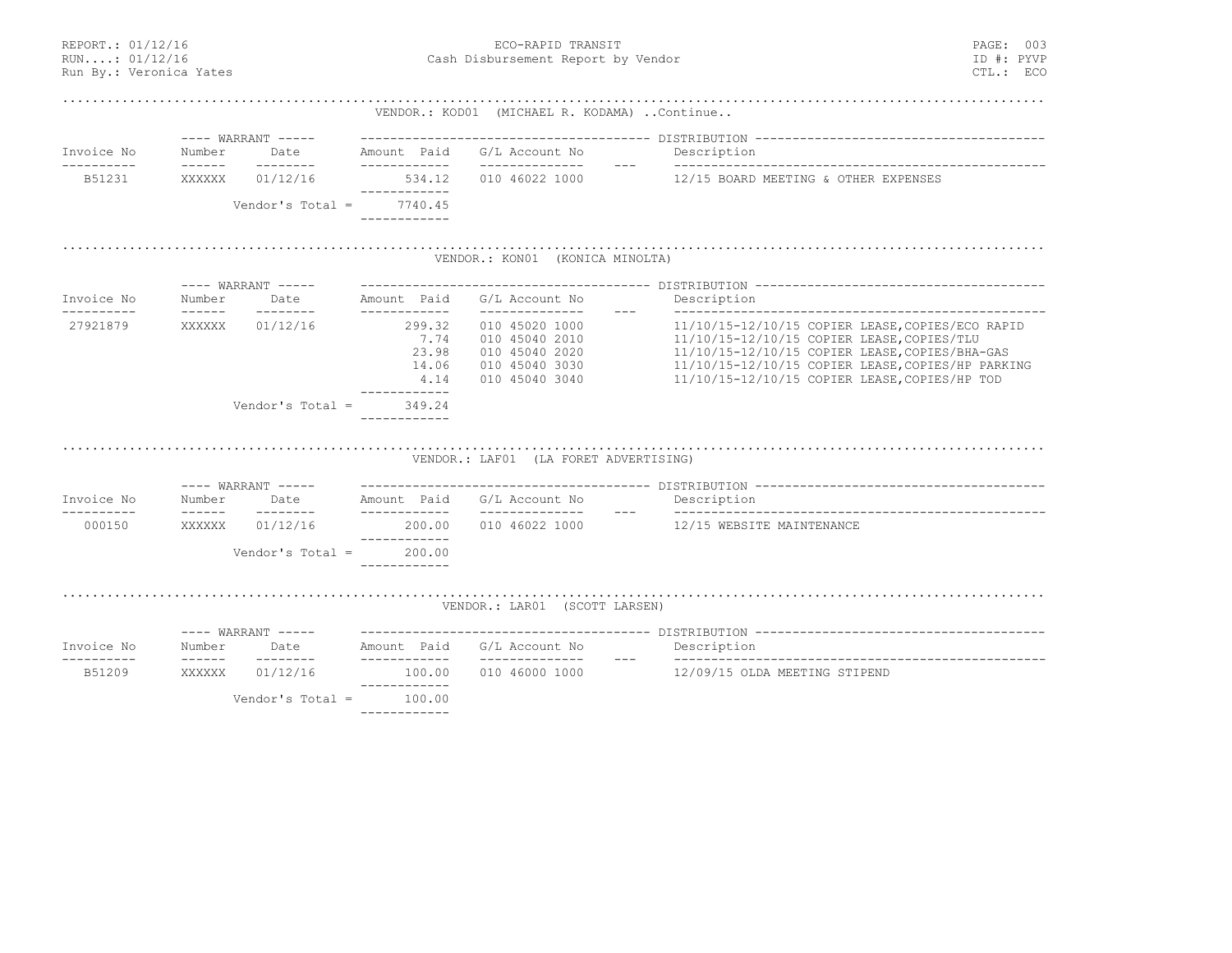REPORT.: 01/12/16
RUN....: 01/12/16
Run By.: Veronica Yates

ECO-RAPID TRANSIT
Cash Disbursement Report by Vendor

PAGE: 003
ID #: PYVP
CTL.: ECO

**VENDOR.: KOD01 (MICHAEL R. KODAMA) ..Continue..**

| Invoice No | Warrant Number | Warrant Date | Amount Paid | G/L Account No | --- | Description |
|---|---|---|---|---|---|---|
| B51231 | XXXXXX | 01/12/16 | 534.12 | 010 46022 1000 | | 12/15 BOARD MEETING & OTHER EXPENSES |
| | | Vendor's Total = | 7740.45 | | | |

**VENDOR.: KON01 (KONICA MINOLTA)**

| Invoice No | Warrant Number | Warrant Date | Amount Paid | G/L Account No | --- | Description |
|---|---|---|---|---|---|---|
| 27921879 | XXXXXX | 01/12/16 | 299.32 | 010 45020 1000 | | 11/10/15-12/10/15 COPIER LEASE,COPIES/ECO RAPID |
| | | | 7.74 | 010 45040 2010 | | 11/10/15-12/10/15 COPIER LEASE,COPIES/TLU |
| | | | 23.98 | 010 45040 2020 | | 11/10/15-12/10/15 COPIER LEASE,COPIES/BHA-GAS |
| | | | 14.06 | 010 45040 3030 | | 11/10/15-12/10/15 COPIER LEASE,COPIES/HP PARKING |
| | | | 4.14 | 010 45040 3040 | | 11/10/15-12/10/15 COPIER LEASE,COPIES/HP TOD |
| | | Vendor's Total = | 349.24 | | | |

**VENDOR.: LAF01 (LA FORET ADVERTISING)**

| Invoice No | Warrant Number | Warrant Date | Amount Paid | G/L Account No | --- | Description |
|---|---|---|---|---|---|---|
| 000150 | XXXXXX | 01/12/16 | 200.00 | 010 46022 1000 | | 12/15 WEBSITE MAINTENANCE |
| | | Vendor's Total = | 200.00 | | | |

**VENDOR.: LAR01 (SCOTT LARSEN)**

| Invoice No | Warrant Number | Warrant Date | Amount Paid | G/L Account No | --- | Description |
|---|---|---|---|---|---|---|
| B51209 | XXXXXX | 01/12/16 | 100.00 | 010 46000 1000 | | 12/09/15 OLDA MEETING STIPEND |
| | | Vendor's Total = | 100.00 | | | |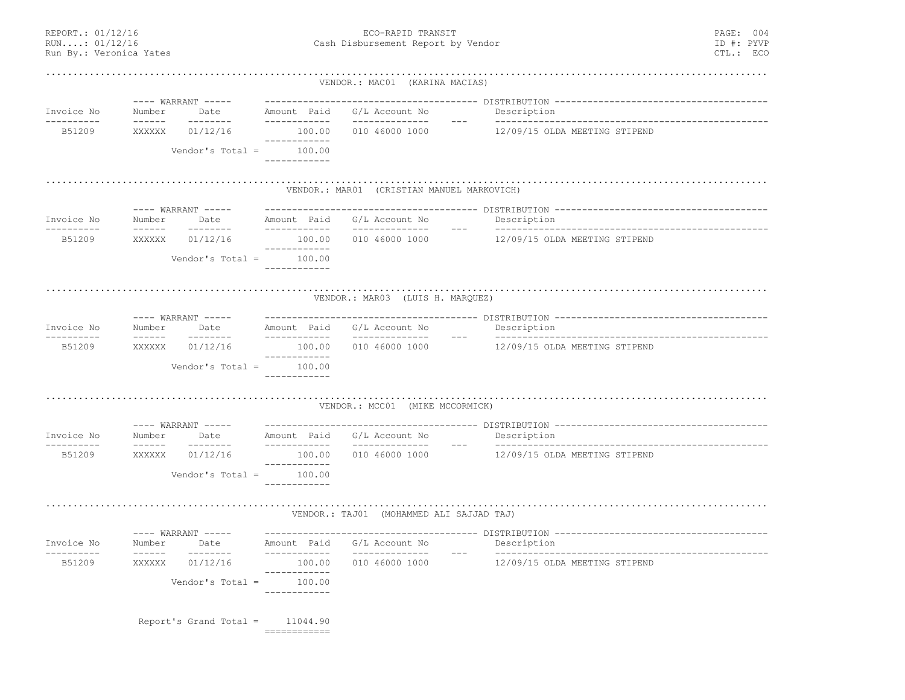REPORT.: 01/12/16
RUN....: 01/12/16
Run By.: Veronica Yates

ECO-RAPID TRANSIT
Cash Disbursement Report by Vendor

PAGE: 004
ID #: PYVP
CTL.: ECO

### VENDOR.: MAC01 (KARINA MACIAS)

| Invoice No | Warrant Number | Warrant Date | Amount Paid | G/L Account No | --- | Description |
|---|---|---|---|---|---|---|
| B51209 | XXXXXX | 01/12/16 | 100.00 | 010 46000 1000 | | 12/09/15 OLDA MEETING STIPEND |
| | | Vendor's Total = | 100.00 | | | |

### VENDOR.: MAR01 (CRISTIAN MANUEL MARKOVICH)

| Invoice No | Warrant Number | Warrant Date | Amount Paid | G/L Account No | --- | Description |
|---|---|---|---|---|---|---|
| B51209 | XXXXXX | 01/12/16 | 100.00 | 010 46000 1000 | | 12/09/15 OLDA MEETING STIPEND |
| | | Vendor's Total = | 100.00 | | | |

### VENDOR.: MAR03 (LUIS H. MARQUEZ)

| Invoice No | Warrant Number | Warrant Date | Amount Paid | G/L Account No | --- | Description |
|---|---|---|---|---|---|---|
| B51209 | XXXXXX | 01/12/16 | 100.00 | 010 46000 1000 | | 12/09/15 OLDA MEETING STIPEND |
| | | Vendor's Total = | 100.00 | | | |

### VENDOR.: MCC01 (MIKE MCCORMICK)

| Invoice No | Warrant Number | Warrant Date | Amount Paid | G/L Account No | --- | Description |
|---|---|---|---|---|---|---|
| B51209 | XXXXXX | 01/12/16 | 100.00 | 010 46000 1000 | | 12/09/15 OLDA MEETING STIPEND |
| | | Vendor's Total = | 100.00 | | | |

### VENDOR.: TAJ01 (MOHAMMED ALI SAJJAD TAJ)

| Invoice No | Warrant Number | Warrant Date | Amount Paid | G/L Account No | --- | Description |
|---|---|---|---|---|---|---|
| B51209 | XXXXXX | 01/12/16 | 100.00 | 010 46000 1000 | | 12/09/15 OLDA MEETING STIPEND |
| | | Vendor's Total = | 100.00 | | | |

Report's Grand Total = 11044.90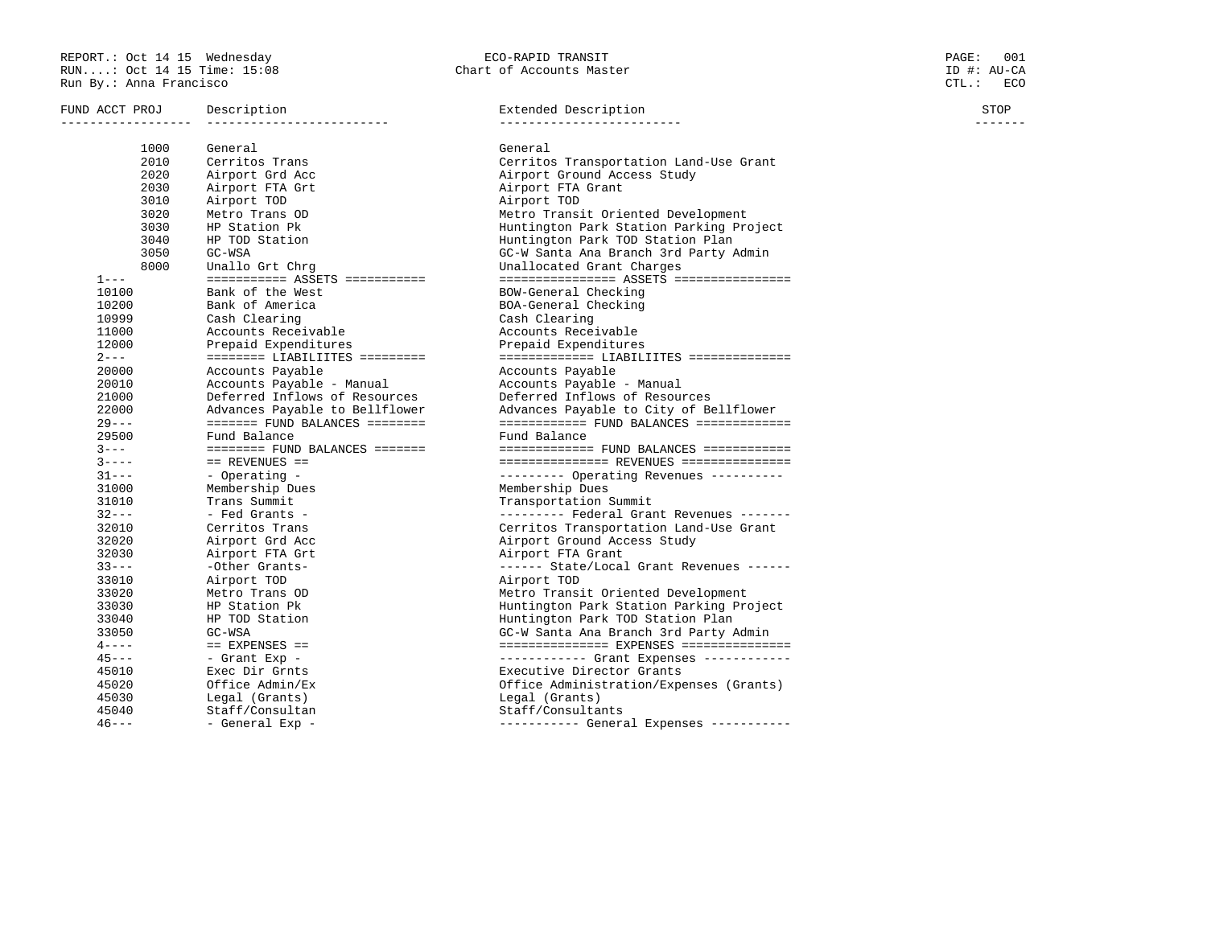REPORT.: Oct 14 15 Wednesday
RUN....: Oct 14 15 Time: 15:08
Run By.: Anna Francisco

ECO-RAPID TRANSIT
Chart of Accounts Master

PAGE: 001
ID #: AU-CA
CTL.: ECO

| FUND ACCT PROJ | Description | Extended Description | STOP |
|---|---|---|---|
| 1000 | General | General | |
| 2010 | Cerritos Trans | Cerritos Transportation Land-Use Grant | |
| 2020 | Airport Grd Acc | Airport Ground Access Study | |
| 2030 | Airport FTA Grt | Airport FTA Grant | |
| 3010 | Airport TOD | Airport TOD | |
| 3020 | Metro Trans OD | Metro Transit Oriented Development | |
| 3030 | HP Station Pk | Huntington Park Station Parking Project | |
| 3040 | HP TOD Station | Huntington Park TOD Station Plan | |
| 3050 | GC-WSA | GC-W Santa Ana Branch 3rd Party Admin | |
| 8000 | Unallo Grt Chrg | Unallocated Grant Charges | |
| 1--- | =========== ASSETS =========== | ================ ASSETS ================ | |
| 10100 | Bank of the West | BOW-General Checking | |
| 10200 | Bank of America | BOA-General Checking | |
| 10999 | Cash Clearing | Cash Clearing | |
| 11000 | Accounts Receivable | Accounts Receivable | |
| 12000 | Prepaid Expenditures | Prepaid Expenditures | |
| 2--- | ======== LIABILIITES ========= | ============= LIABILIITES ============= | |
| 20000 | Accounts Payable | Accounts Payable | |
| 20010 | Accounts Payable - Manual | Accounts Payable - Manual | |
| 21000 | Deferred Inflows of Resources | Deferred Inflows of Resources | |
| 22000 | Advances Payable to Bellflower | Advances Payable to City of Bellflower | |
| 29--- | ======= FUND BALANCES ======== | ============ FUND BALANCES ============= | |
| 29500 | Fund Balance | Fund Balance | |
| 3--- | ======== FUND BALANCES ======= | ============= FUND BALANCES ============ | |
| 3---- | == REVENUES == | =============== REVENUES =============== | |
| 31--- | - Operating - | --------- Operating Revenues ---------- | |
| 31000 | Membership Dues | Membership Dues | |
| 31010 | Trans Summit | Transportation Summit | |
| 32--- | - Fed Grants - | --------- Federal Grant Revenues ------- | |
| 32010 | Cerritos Trans | Cerritos Transportation Land-Use Grant | |
| 32020 | Airport Grd Acc | Airport Ground Access Study | |
| 32030 | Airport FTA Grt | Airport FTA Grant | |
| 33--- | -Other Grants- | ------ State/Local Grant Revenues ------ | |
| 33010 | Airport TOD | Airport TOD | |
| 33020 | Metro Trans OD | Metro Transit Oriented Development | |
| 33030 | HP Station Pk | Huntington Park Station Parking Project | |
| 33040 | HP TOD Station | Huntington Park TOD Station Plan | |
| 33050 | GC-WSA | GC-W Santa Ana Branch 3rd Party Admin | |
| 4---- | == EXPENSES == | =============== EXPENSES =============== | |
| 45--- | - Grant Exp - | ------------ Grant Expenses ------------ | |
| 45010 | Exec Dir Grnts | Executive Director Grants | |
| 45020 | Office Admin/Ex | Office Administration/Expenses (Grants) | |
| 45030 | Legal (Grants) | Legal (Grants) | |
| 45040 | Staff/Consultan | Staff/Consultants | |
| 46--- | - General Exp - | ----------- General Expenses ----------- | |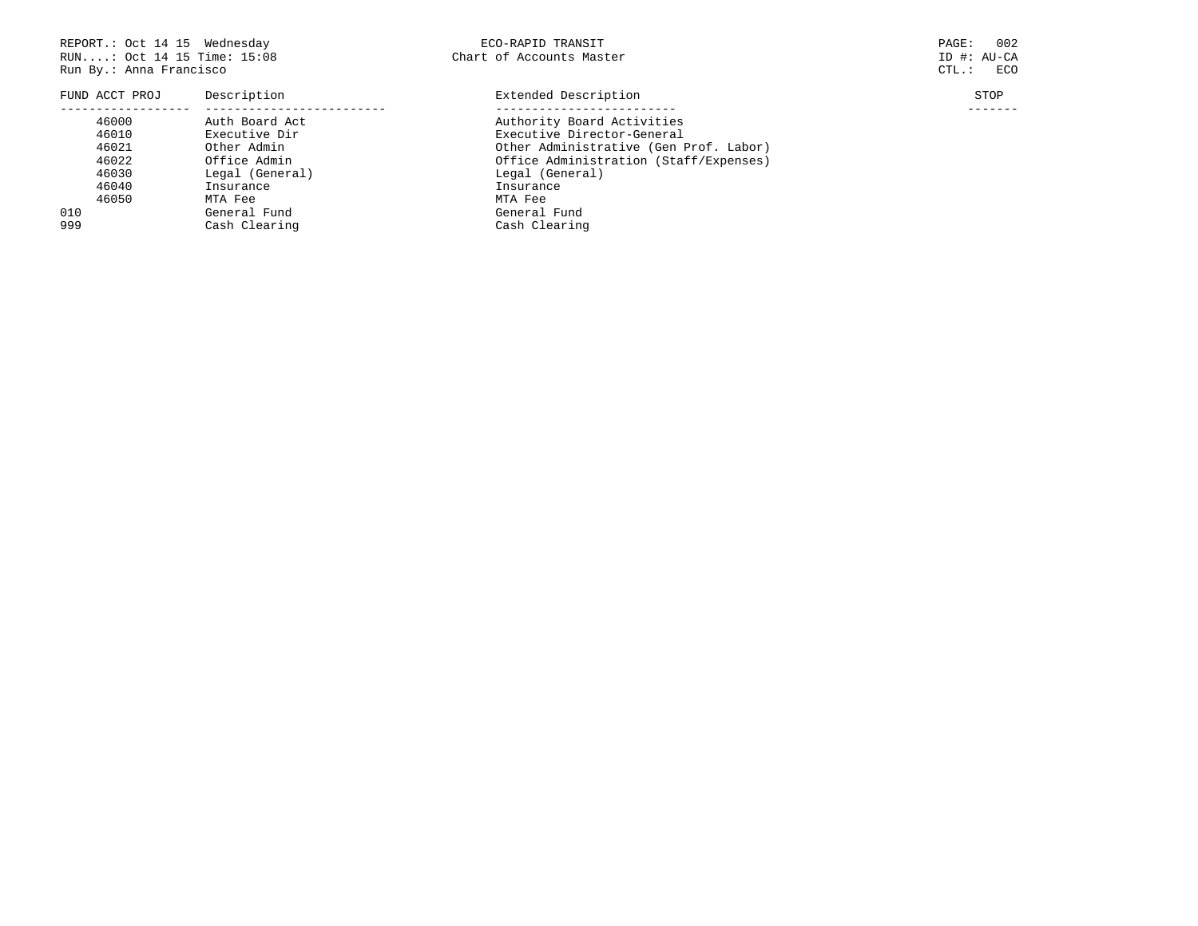REPORT.: Oct 14 15 Wednesday
RUN....: Oct 14 15 Time: 15:08
Run By.: Anna Francisco

ECO-RAPID TRANSIT
Chart of Accounts Master

ID #: AU-CA
CTL.: ECO

| FUND ACCT PROJ | Description | Extended Description | STOP |
|---|---|---|---|
| 46000 | Auth Board Act | Authority Board Activities | |
| 46010 | Executive Dir | Executive Director-General | |
| 46021 | Other Admin | Other Administrative (Gen Prof. Labor) | |
| 46022 | Office Admin | Office Administration (Staff/Expenses) | |
| 46030 | Legal (General) | Legal (General) | |
| 46040 | Insurance | Insurance | |
| 46050 | MTA Fee | MTA Fee | |
| 010 | General Fund | General Fund | |
| 999 | Cash Clearing | Cash Clearing | |